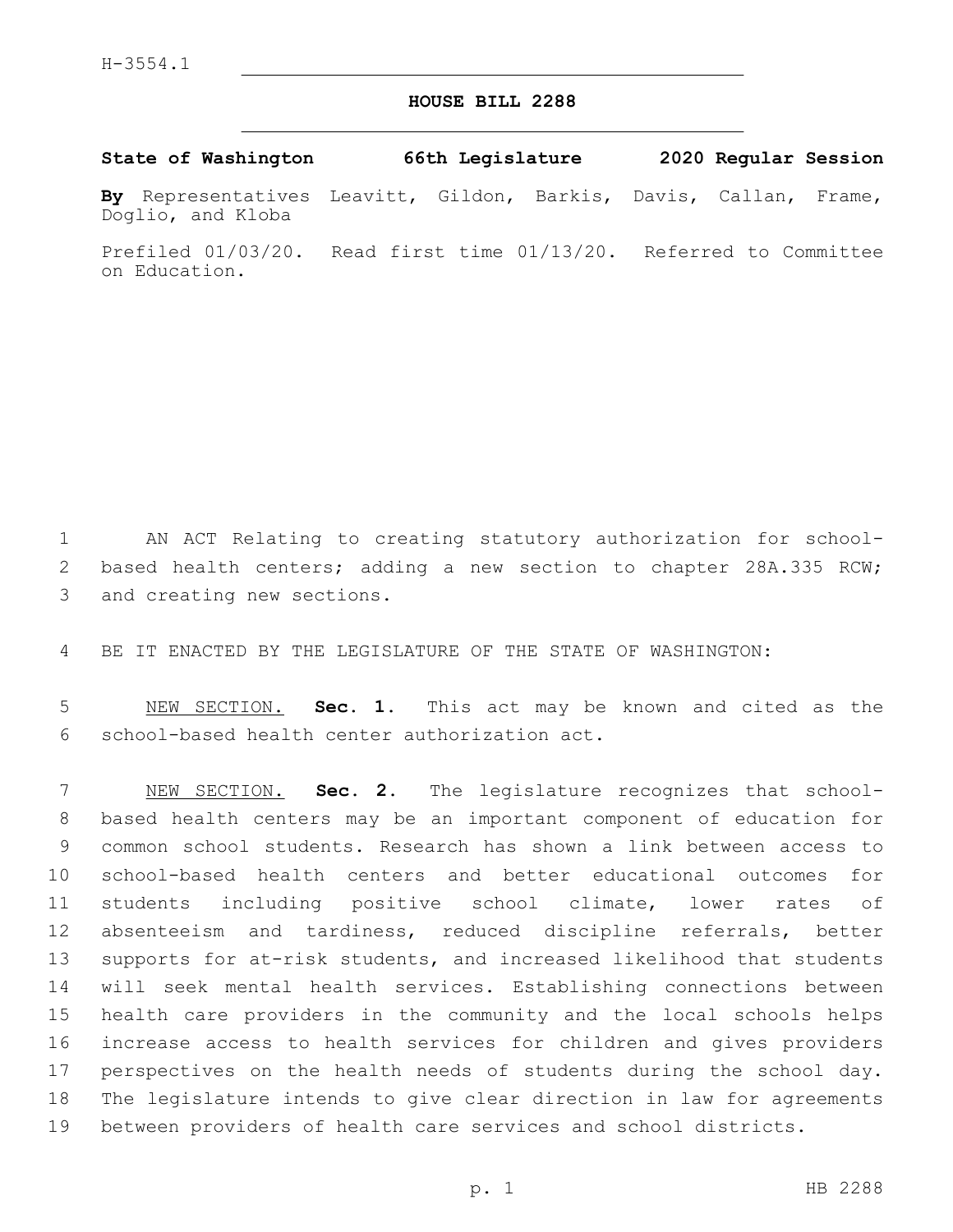H-3554.1

# HOUSE BILL 2288

**State of Washington 66th Legislature 2020 Regular Session**

**By** Representatives Leavitt, Gildon, Barkis, Davis, Callan, Frame, Doglio, and Kloba

Prefiled 01/03/20. Read first time 01/13/20. Referred to Committee on Education.

AN ACT Relating to creating statutory authorization for school-based health centers; adding a new section to chapter 28A.335 RCW; and creating new sections.

BE IT ENACTED BY THE LEGISLATURE OF THE STATE OF WASHINGTON:

NEW SECTION. **Sec. 1.** This act may be known and cited as the school-based health center authorization act.

NEW SECTION. **Sec. 2.** The legislature recognizes that school-based health centers may be an important component of education for common school students. Research has shown a link between access to school-based health centers and better educational outcomes for students including positive school climate, lower rates of absenteeism and tardiness, reduced discipline referrals, better supports for at-risk students, and increased likelihood that students will seek mental health services. Establishing connections between health care providers in the community and the local schools helps increase access to health services for children and gives providers perspectives on the health needs of students during the school day. The legislature intends to give clear direction in law for agreements between providers of health care services and school districts.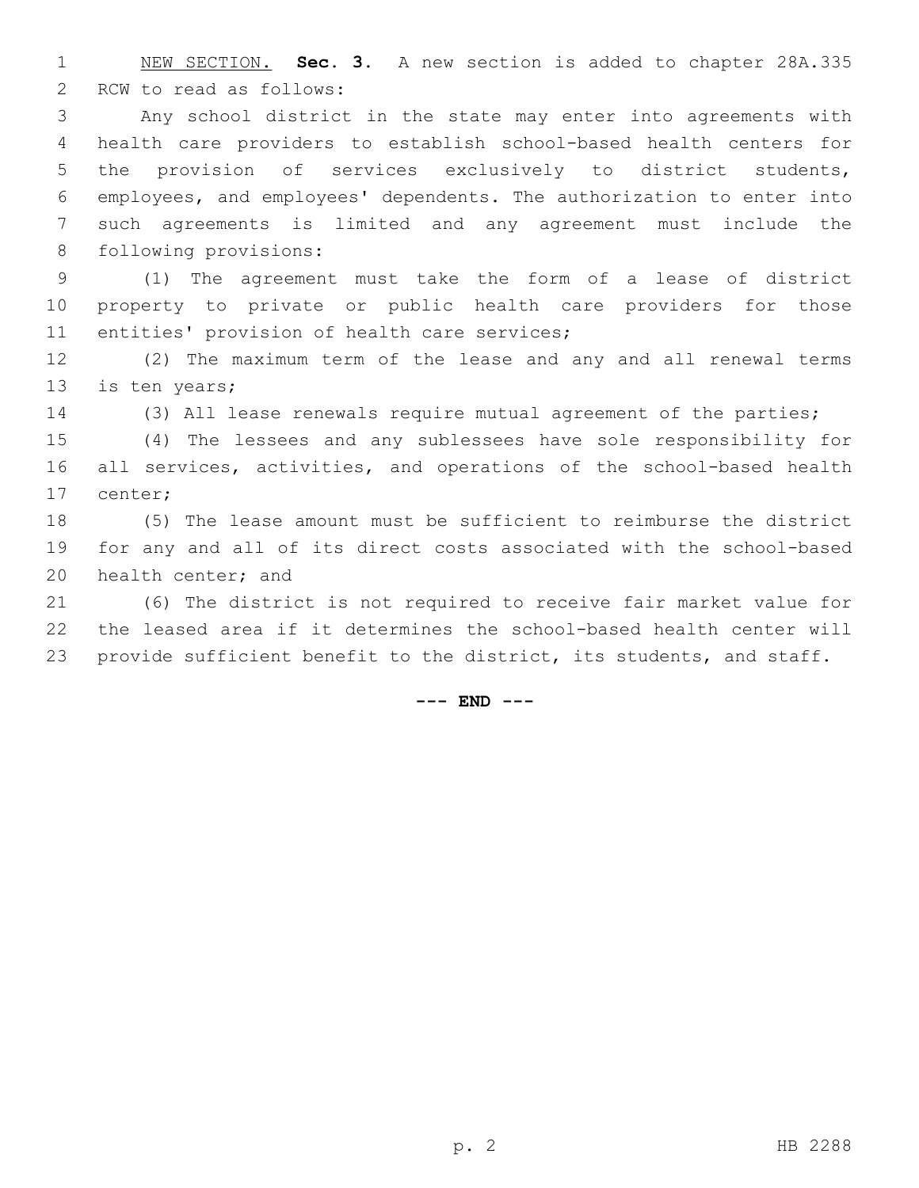NEW SECTION. **Sec. 3.** A new section is added to chapter 28A.335 RCW to read as follows:

Any school district in the state may enter into agreements with health care providers to establish school-based health centers for the provision of services exclusively to district students, employees, and employees' dependents. The authorization to enter into such agreements is limited and any agreement must include the following provisions:

(1) The agreement must take the form of a lease of district property to private or public health care providers for those entities' provision of health care services;

(2) The maximum term of the lease and any and all renewal terms is ten years;

(3) All lease renewals require mutual agreement of the parties;

(4) The lessees and any sublessees have sole responsibility for all services, activities, and operations of the school-based health center;

(5) The lease amount must be sufficient to reimburse the district for any and all of its direct costs associated with the school-based health center; and

(6) The district is not required to receive fair market value for the leased area if it determines the school-based health center will provide sufficient benefit to the district, its students, and staff.

**--- END ---**